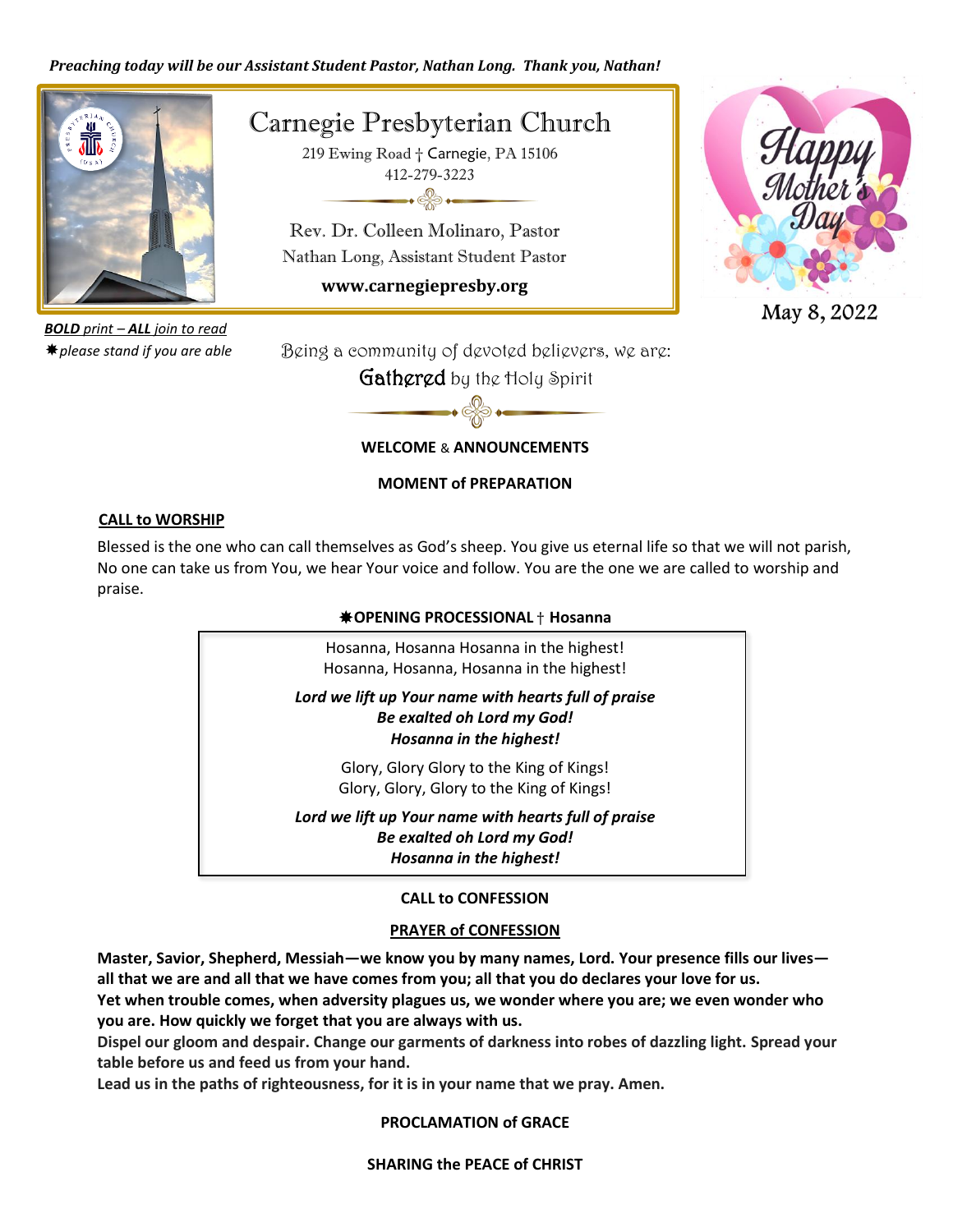*Preaching today will be our Assistant Student Pastor, Nathan Long. Thank you, Nathan!*

# Carnegie Presbyterian Church

219 Ewing Road † Carnegie, PA 15106
412-279-3223

Rev. Dr. Colleen Molinaro, Pastor
Nathan Long, Assistant Student Pastor

**www.carnegiepresby.org**

Happy Mother's Day

May 8, 2022

***BOLD** print – **ALL** join to read*
*✸please stand if you are able*

Being a community of devoted believers, we are:
**Gathered** by the Holy Spirit

**WELCOME & ANNOUNCEMENTS**

**MOMENT of PREPARATION**

**CALL to WORSHIP**

Blessed is the one who can call themselves as God's sheep. You give us eternal life so that we will not parish, No one can take us from You, we hear Your voice and follow. You are the one we are called to worship and praise.

**✸OPENING PROCESSIONAL † Hosanna**

Hosanna, Hosanna Hosanna in the highest!
Hosanna, Hosanna, Hosanna in the highest!

***Lord we lift up Your name with hearts full of praise***
***Be exalted oh Lord my God!***
***Hosanna in the highest!***

Glory, Glory Glory to the King of Kings!
Glory, Glory, Glory to the King of Kings!

***Lord we lift up Your name with hearts full of praise***
***Be exalted oh Lord my God!***
***Hosanna in the highest!***

**CALL to CONFESSION**

**PRAYER of CONFESSION**

**Master, Savior, Shepherd, Messiah—we know you by many names, Lord. Your presence fills our lives—all that we are and all that we have comes from you; all that you do declares your love for us.**
**Yet when trouble comes, when adversity plagues us, we wonder where you are; we even wonder who you are. How quickly we forget that you are always with us.**
**Dispel our gloom and despair. Change our garments of darkness into robes of dazzling light. Spread your table before us and feed us from your hand.**
**Lead us in the paths of righteousness, for it is in your name that we pray. Amen.**

**PROCLAMATION of GRACE**

**SHARING the PEACE of CHRIST**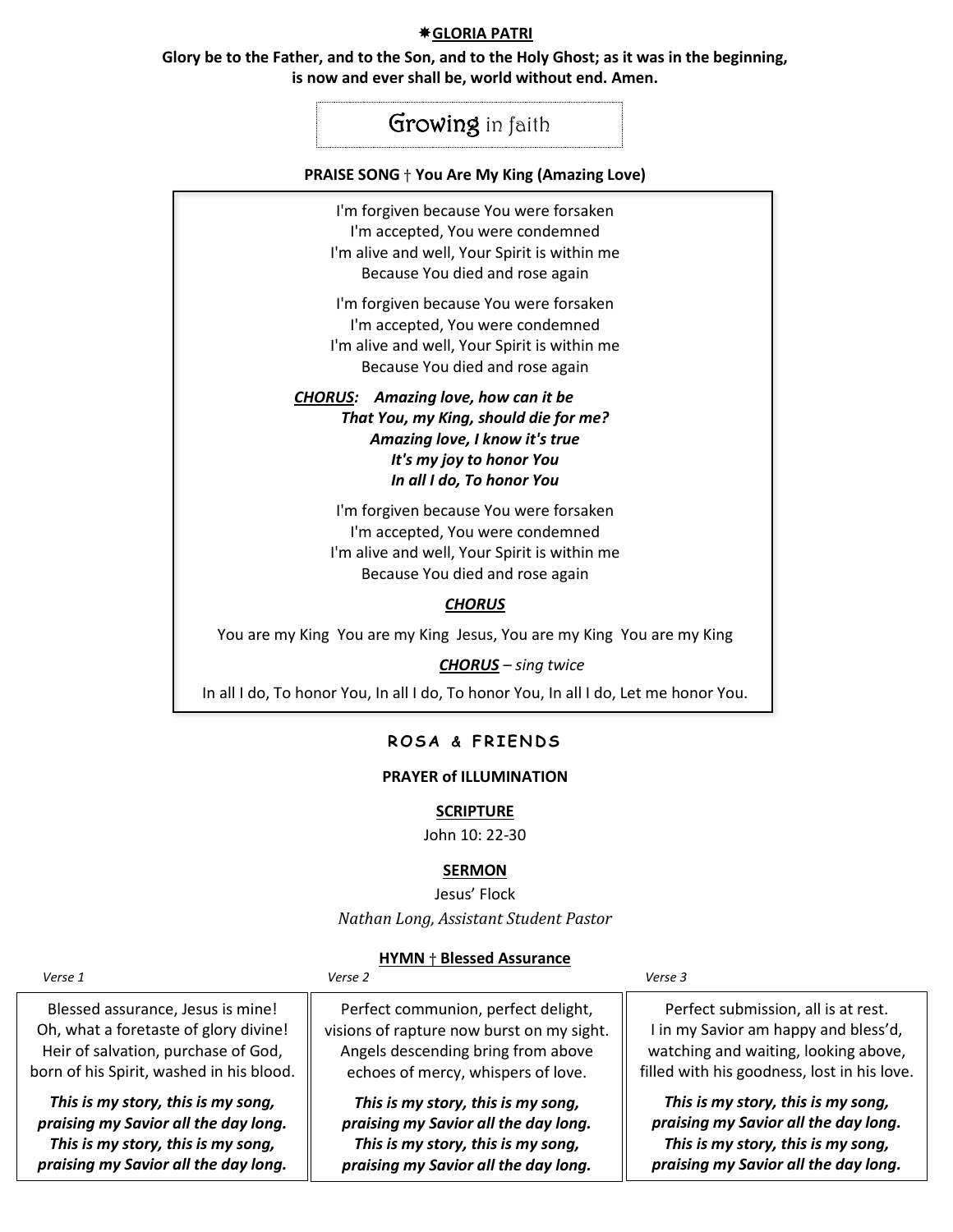**✷GLORIA PATRI**

**Glory be to the Father, and to the Son, and to the Holy Ghost; as it was in the beginning, is now and ever shall be, world without end. Amen.**

## Growing in faith

**PRAISE SONG † You Are My King (Amazing Love)**

I'm forgiven because You were forsaken
I'm accepted, You were condemned
I'm alive and well, Your Spirit is within me
Because You died and rose again

I'm forgiven because You were forsaken
I'm accepted, You were condemned
I'm alive and well, Your Spirit is within me
Because You died and rose again

***CHORUS:*** ***Amazing love, how can it be***
***That You, my King, should die for me?***
***Amazing love, I know it's true***
***It's my joy to honor You***
***In all I do, To honor You***

I'm forgiven because You were forsaken
I'm accepted, You were condemned
I'm alive and well, Your Spirit is within me
Because You died and rose again

***CHORUS***

You are my King You are my King Jesus, You are my King You are my King

***CHORUS*** *– sing twice*

In all I do, To honor You, In all I do, To honor You, In all I do, Let me honor You.

**ROSA & FRIENDS**

**PRAYER of ILLUMINATION**

**SCRIPTURE**

John 10: 22-30

**SERMON**

Jesus' Flock

*Nathan Long, Assistant Student Pastor*

**HYMN † Blessed Assurance**

*Verse 1*

Blessed assurance, Jesus is mine!
Oh, what a foretaste of glory divine!
Heir of salvation, purchase of God,
born of his Spirit, washed in his blood.

***This is my story, this is my song,***
***praising my Savior all the day long.***
***This is my story, this is my song,***
***praising my Savior all the day long.***

*Verse 2*

Perfect communion, perfect delight,
visions of rapture now burst on my sight.
Angels descending bring from above
echoes of mercy, whispers of love.

***This is my story, this is my song,***
***praising my Savior all the day long.***
***This is my story, this is my song,***
***praising my Savior all the day long.***

*Verse 3*

Perfect submission, all is at rest.
I in my Savior am happy and bless'd,
watching and waiting, looking above,
filled with his goodness, lost in his love.

***This is my story, this is my song,***
***praising my Savior all the day long.***
***This is my story, this is my song,***
***praising my Savior all the day long.***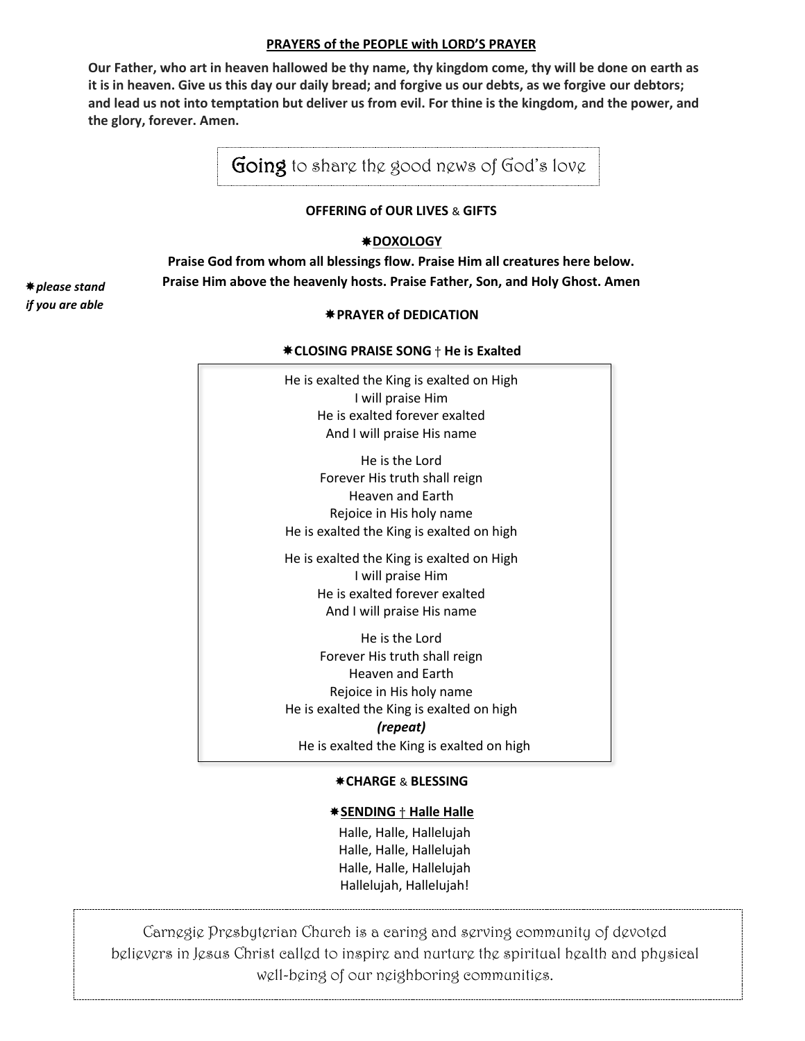**PRAYERS of the PEOPLE with LORD'S PRAYER**

**Our Father, who art in heaven hallowed be thy name, thy kingdom come, thy will be done on earth as it is in heaven. Give us this day our daily bread; and forgive us our debts, as we forgive our debtors; and lead us not into temptation but deliver us from evil. For thine is the kingdom, and the power, and the glory, forever. Amen.**

## Going to share the good news of God's love

**OFFERING of OUR LIVES & GIFTS**

**✷DOXOLOGY**

**Praise God from whom all blessings flow. Praise Him all creatures here below.**
**Praise Him above the heavenly hosts. Praise Father, Son, and Holy Ghost. Amen**

***✷please stand if you are able***

**✷PRAYER of DEDICATION**

**✷CLOSING PRAISE SONG † He is Exalted**

He is exalted the King is exalted on High
I will praise Him
He is exalted forever exalted
And I will praise His name

He is the Lord
Forever His truth shall reign
Heaven and Earth
Rejoice in His holy name
He is exalted the King is exalted on high

He is exalted the King is exalted on High
I will praise Him
He is exalted forever exalted
And I will praise His name

He is the Lord
Forever His truth shall reign
Heaven and Earth
Rejoice in His holy name
He is exalted the King is exalted on high
***(repeat)***
He is exalted the King is exalted on high

**✷CHARGE & BLESSING**

**✷SENDING † Halle Halle**

Halle, Halle, Hallelujah
Halle, Halle, Hallelujah
Halle, Halle, Hallelujah
Hallelujah, Hallelujah!

Carnegie Presbyterian Church is a caring and serving community of devoted believers in Jesus Christ called to inspire and nurture the spiritual health and physical well-being of our neighboring communities.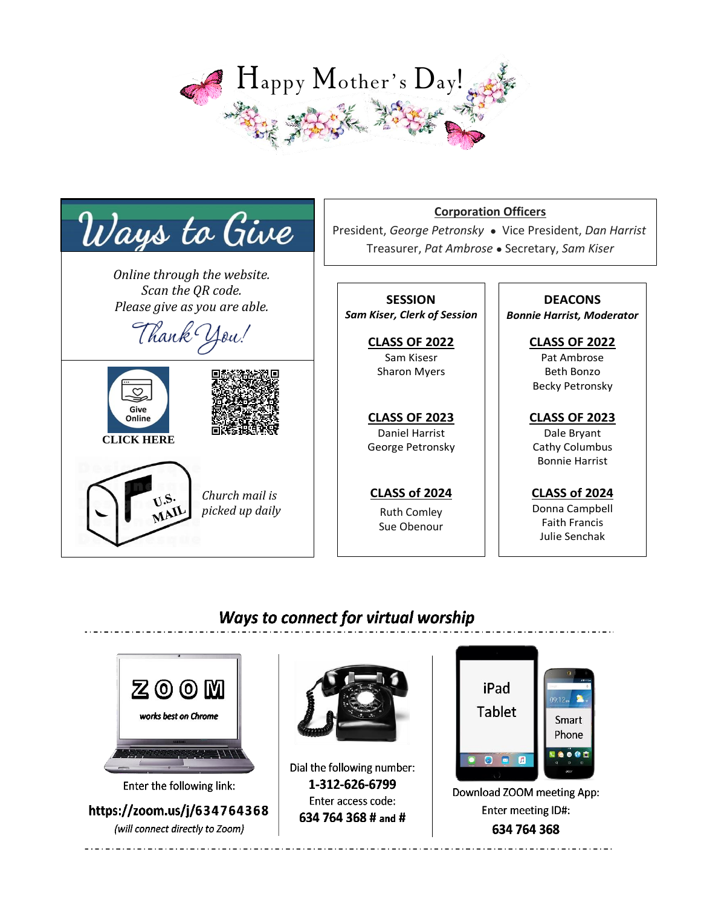# Happy Mother's Day!

## Ways to Give

*Online through the website.*
*Scan the QR code.*
*Please give as you are able.*

*Thank You!*

Give Online

**CLICK HERE**

U.S. MAIL

*Church mail is picked up daily*

**Corporation Officers**

President, *George Petronsky* • Vice President, *Dan Harrist*
Treasurer, *Pat Ambrose* • Secretary, *Sam Kiser*

**SESSION**

***Sam Kiser, Clerk of Session***

**CLASS OF 2022**
Sam Kisesr
Sharon Myers

**CLASS OF 2023**
Daniel Harrist
George Petronsky

**CLASS of 2024**
Ruth Comley
Sue Obenour

**DEACONS**

***Bonnie Harrist, Moderator***

**CLASS OF 2022**
Pat Ambrose
Beth Bonzo
Becky Petronsky

**CLASS OF 2023**
Dale Bryant
Cathy Columbus
Bonnie Harrist

**CLASS of 2024**
Donna Campbell
Faith Francis
Julie Senchak

## *Ways to connect for virtual worship*

ZOOM
*works best on Chrome*

Enter the following link:
**https://zoom.us/j/634764368**
*(will connect directly to Zoom)*

Dial the following number:
**1-312-626-6799**
Enter access code:
**634 764 368 # and #**

iPad Tablet
Smart Phone

Download ZOOM meeting App:
Enter meeting ID#:
**634 764 368**